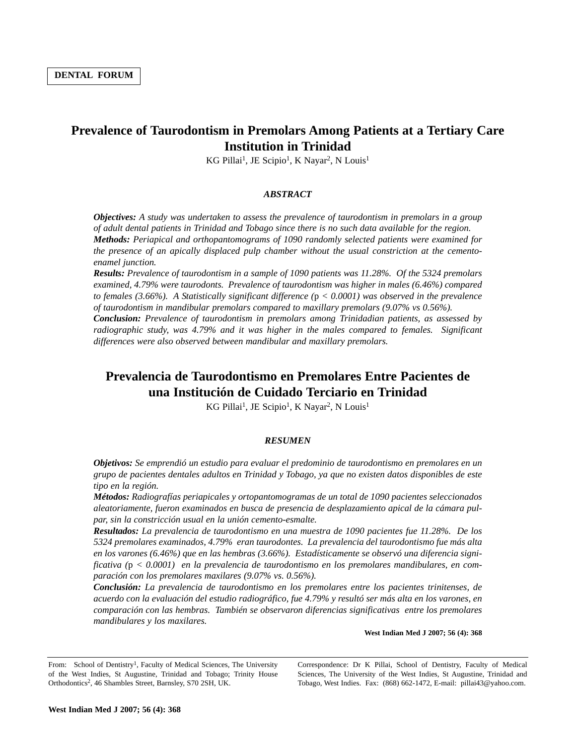DENTAL FORUM

# Prevalence of Taurodontism in Premolars Among Patients at a Tertiary Care Institution in Trinidad

KG Pillai[1], JE Scipio[1], K Nayar[2], N Louis[1]

## *ABSTRACT*

***Objectives:*** *A study was undertaken to assess the prevalence of taurodontism in premolars in a group of adult dental patients in Trinidad and Tobago since there is no such data available for the region.*

***Methods:*** *Periapical and orthopantomograms of 1090 randomly selected patients were examined for the presence of an apically displaced pulp chamber without the usual constriction at the cemento-enamel junction.*

***Results:*** *Prevalence of taurodontism in a sample of 1090 patients was 11.28%. Of the 5324 premolars examined, 4.79% were taurodonts. Prevalence of taurodontism was higher in males (6.46%) compared to females (3.66%). A Statistically significant difference ($p < 0.0001$) was observed in the prevalence of taurodontism in mandibular premolars compared to maxillary premolars (9.07% vs 0.56%).*

***Conclusion:*** *Prevalence of taurodontism in premolars among Trinidadian patients, as assessed by radiographic study, was 4.79% and it was higher in the males compared to females. Significant differences were also observed between mandibular and maxillary premolars.*

# Prevalencia de Taurodontismo en Premolares Entre Pacientes de una Institución de Cuidado Terciario en Trinidad

KG Pillai[1], JE Scipio[1], K Nayar[2], N Louis[1]

## *RESUMEN*

***Objetivos:*** *Se emprendió un estudio para evaluar el predominio de taurodontismo en premolares en un grupo de pacientes dentales adultos en Trinidad y Tobago, ya que no existen datos disponibles de este tipo en la región.*

***Métodos:*** *Radiografías periapicales y ortopantomogramas de un total de 1090 pacientes seleccionados aleatoriamente, fueron examinados en busca de presencia de desplazamiento apical de la cámara pulpar, sin la constricción usual en la unión cemento-esmalte.*

***Resultados:*** *La prevalencia de taurodontismo en una muestra de 1090 pacientes fue 11.28%. De los 5324 premolares examinados, 4.79% eran taurodontes. La prevalencia del taurodontismo fue más alta en los varones (6.46%) que en las hembras (3.66%). Estadísticamente se observó una diferencia significativa ($p < 0.0001$) en la prevalencia de taurodontismo en los premolares mandibulares, en comparación con los premolares maxilares (9.07% vs. 0.56%).*

***Conclusión:*** *La prevalencia de taurodontismo en los premolares entre los pacientes trinitenses, de acuerdo con la evaluación del estudio radiográfico, fue 4.79% y resultó ser más alta en los varones, en comparación con las hembras. También se observaron diferencias significativas entre los premolares mandibulares y los maxilares.*

**West Indian Med J 2007; 56 (4): 368**

From: School of Dentistry[1], Faculty of Medical Sciences, The University of the West Indies, St Augustine, Trinidad and Tobago; Trinity House Orthodontics[2], 46 Shambles Street, Barnsley, S70 2SH, UK.

Correspondence: Dr K Pillai, School of Dentistry, Faculty of Medical Sciences, The University of the West Indies, St Augustine, Trinidad and Tobago, West Indies. Fax: (868) 662-1472, E-mail: pillai43@yahoo.com.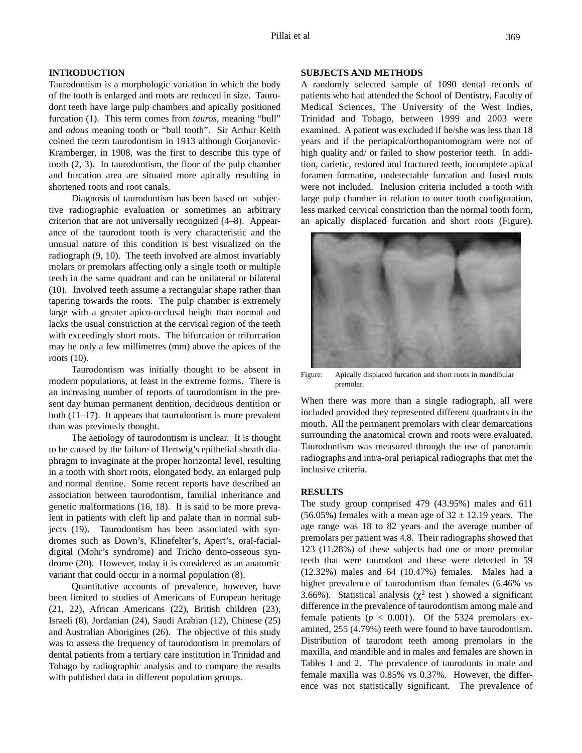## INTRODUCTION

Taurodontism is a morphologic variation in which the body of the tooth is enlarged and roots are reduced in size. Taurodont teeth have large pulp chambers and apically positioned furcation (1). This term comes from *tauros*, meaning "bull" and *odous* meaning tooth or "bull tooth". Sir Arthur Keith coined the term taurodontism in 1913 although Gorjanovic-Kramberger, in 1908, was the first to describe this type of tooth (2, 3). In taurodontism, the floor of the pulp chamber and furcation area are situated more apically resulting in shortened roots and root canals.

Diagnosis of taurodontism has been based on subjective radiographic evaluation or sometimes an arbitrary criterion that are not universally recognized (4–8). Appearance of the taurodont tooth is very characteristic and the unusual nature of this condition is best visualized on the radiograph (9, 10). The teeth involved are almost invariably molars or premolars affecting only a single tooth or multiple teeth in the same quadrant and can be unilateral or bilateral (10). Involved teeth assume a rectangular shape rather than tapering towards the roots. The pulp chamber is extremely large with a greater apico-occlusal height than normal and lacks the usual constriction at the cervical region of the teeth with exceedingly short roots. The bifurcation or trifurcation may be only a few millimetres (mm) above the apices of the roots (10).

Taurodontism was initially thought to be absent in modern populations, at least in the extreme forms. There is an increasing number of reports of taurodontism in the present day human permanent dentition, deciduous dentition or both (11–17). It appears that taurodontism is more prevalent than was previously thought.

The aetiology of taurodontism is unclear. It is thought to be caused by the failure of Hertwig's epithelial sheath diaphragm to invaginate at the proper horizontal level, resulting in a tooth with short roots, elongated body, an enlarged pulp and normal dentine. Some recent reports have described an association between taurodontism, familial inheritance and genetic malformations (16, 18). It is said to be more prevalent in patients with cleft lip and palate than in normal subjects (19). Taurodontism has been associated with syndromes such as Down's, Klinefelter's, Apert's, oral-facial-digital (Mohr's syndrome) and Tricho dento-osseous syndrome (20). However, today it is considered as an anatomic variant that could occur in a normal population (8).

Quantitative accounts of prevalence, however, have been limited to studies of Americans of European heritage (21, 22), African Americans (22), British children (23), Israeli (8), Jordanian (24), Saudi Arabian (12), Chinese (25) and Australian Aborigines (26). The objective of this study was to assess the frequency of taurodontism in premolars of dental patients from a tertiary care institution in Trinidad and Tobago by radiographic analysis and to compare the results with published data in different population groups.

## SUBJECTS AND METHODS

A randomly selected sample of 1090 dental records of patients who had attended the School of Dentistry, Faculty of Medical Sciences, The University of the West Indies, Trinidad and Tobago, between 1999 and 2003 were examined. A patient was excluded if he/she was less than 18 years and if the periapical/orthopantomogram were not of high quality and/ or failed to show posterior teeth. In addition, carietic, restored and fractured teeth, incomplete apical foramen formation, undetectable furcation and fused roots were not included. Inclusion criteria included a tooth with large pulp chamber in relation to outer tooth configuration, less marked cervical constriction than the normal tooth form, an apically displaced furcation and short roots (Figure).

Figure: Apically displaced furcation and short roots in mandibular premolar.

When there was more than a single radiograph, all were included provided they represented different quadrants in the mouth. All the permanent premolars with clear demarcations surrounding the anatomical crown and roots were evaluated. Taurodontism was measured through the use of panoramic radiographs and intra-oral periapical radiographs that met the inclusive criteria.

## RESULTS

The study group comprised 479 (43.95%) males and 611 (56.05%) females with a mean age of $32 \pm 12.19$ years. The age range was 18 to 82 years and the average number of premolars per patient was 4.8. Their radiographs showed that 123 (11.28%) of these subjects had one or more premolar teeth that were taurodont and these were detected in 59 (12.32%) males and 64 (10.47%) females. Males had a higher prevalence of taurodontism than females (6.46% vs 3.66%). Statistical analysis ($\chi^2$ test ) showed a significant difference in the prevalence of taurodontism among male and female patients ($p < 0.001$). Of the 5324 premolars examined, 255 (4.79%) teeth were found to have taurodontism. Distribution of taurodont teeth among premolars in the maxilla, and mandible and in males and females are shown in Tables 1 and 2. The prevalence of taurodonts in male and female maxilla was 0.85% vs 0.37%. However, the difference was not statistically significant. The prevalence of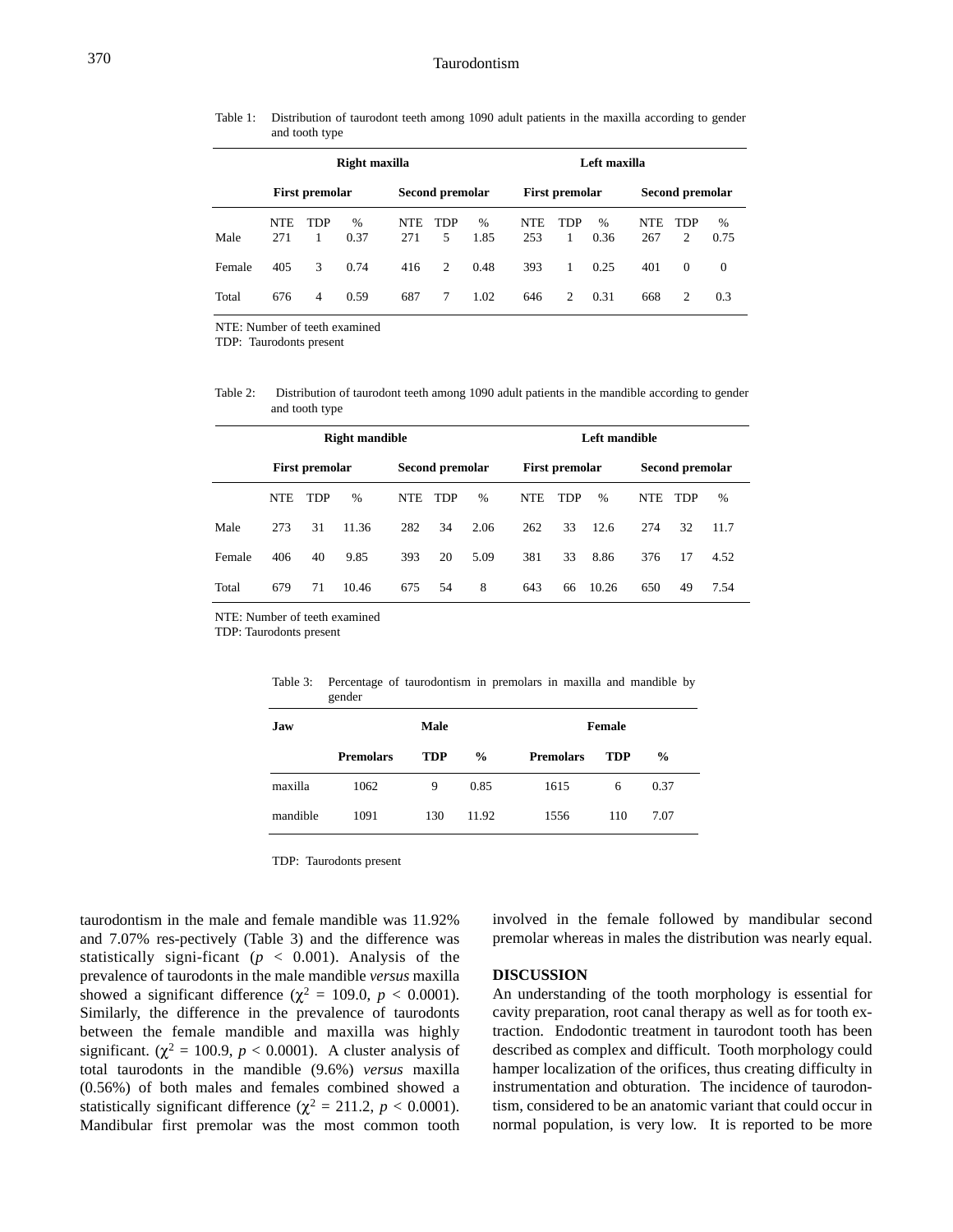Table 1: Distribution of taurodont teeth among 1090 adult patients in the maxilla according to gender and tooth type

| | Right maxilla | | | | | | Left maxilla | | | | | |
|---|---|---|---|---|---|---|---|---|---|---|---|---|
| | First premolar | | | Second premolar | | | First premolar | | | Second premolar | | |
| | NTE | TDP | % | NTE | TDP | % | NTE | TDP | % | NTE | TDP | % |
| Male | 271 | 1 | 0.37 | 271 | 5 | 1.85 | 253 | 1 | 0.36 | 267 | 2 | 0.75 |
| Female | 405 | 3 | 0.74 | 416 | 2 | 0.48 | 393 | 1 | 0.25 | 401 | 0 | 0 |
| Total | 676 | 4 | 0.59 | 687 | 7 | 1.02 | 646 | 2 | 0.31 | 668 | 2 | 0.3 |

NTE: Number of teeth examined
TDP: Taurodonts present

Table 2: Distribution of taurodont teeth among 1090 adult patients in the mandible according to gender and tooth type

| | Right mandible | | | | | | Left mandible | | | | | |
|---|---|---|---|---|---|---|---|---|---|---|---|---|
| | First premolar | | | Second premolar | | | First premolar | | | Second premolar | | |
| | NTE | TDP | % | NTE | TDP | % | NTE | TDP | % | NTE | TDP | % |
| Male | 273 | 31 | 11.36 | 282 | 34 | 2.06 | 262 | 33 | 12.6 | 274 | 32 | 11.7 |
| Female | 406 | 40 | 9.85 | 393 | 20 | 5.09 | 381 | 33 | 8.86 | 376 | 17 | 4.52 |
| Total | 679 | 71 | 10.46 | 675 | 54 | 8 | 643 | 66 | 10.26 | 650 | 49 | 7.54 |

NTE: Number of teeth examined
TDP: Taurodonts present

Table 3: Percentage of taurodontism in premolars in maxilla and mandible by gender

| Jaw | Male | | | Female | | |
|---|---|---|---|---|---|---|
| | Premolars | TDP | % | Premolars | TDP | % |
| maxilla | 1062 | 9 | 0.85 | 1615 | 6 | 0.37 |
| mandible | 1091 | 130 | 11.92 | 1556 | 110 | 7.07 |

TDP: Taurodonts present

taurodontism in the male and female mandible was 11.92% and 7.07% res-pectively (Table 3) and the difference was statistically signi-ficant ($p < 0.001$). Analysis of the prevalence of taurodonts in the male mandible *versus* maxilla showed a significant difference ($\chi^2 = 109.0$, $p < 0.0001$). Similarly, the difference in the prevalence of taurodonts between the female mandible and maxilla was highly significant. ($\chi^2 = 100.9$, $p < 0.0001$). A cluster analysis of total taurodonts in the mandible (9.6%) *versus* maxilla (0.56%) of both males and females combined showed a statistically significant difference ($\chi^2 = 211.2$, $p < 0.0001$). Mandibular first premolar was the most common tooth involved in the female followed by mandibular second premolar whereas in males the distribution was nearly equal.

## DISCUSSION

An understanding of the tooth morphology is essential for cavity preparation, root canal therapy as well as for tooth ex-traction. Endodontic treatment in taurodont tooth has been described as complex and difficult. Tooth morphology could hamper localization of the orifices, thus creating difficulty in instrumentation and obturation. The incidence of taurodon-tism, considered to be an anatomic variant that could occur in normal population, is very low. It is reported to be more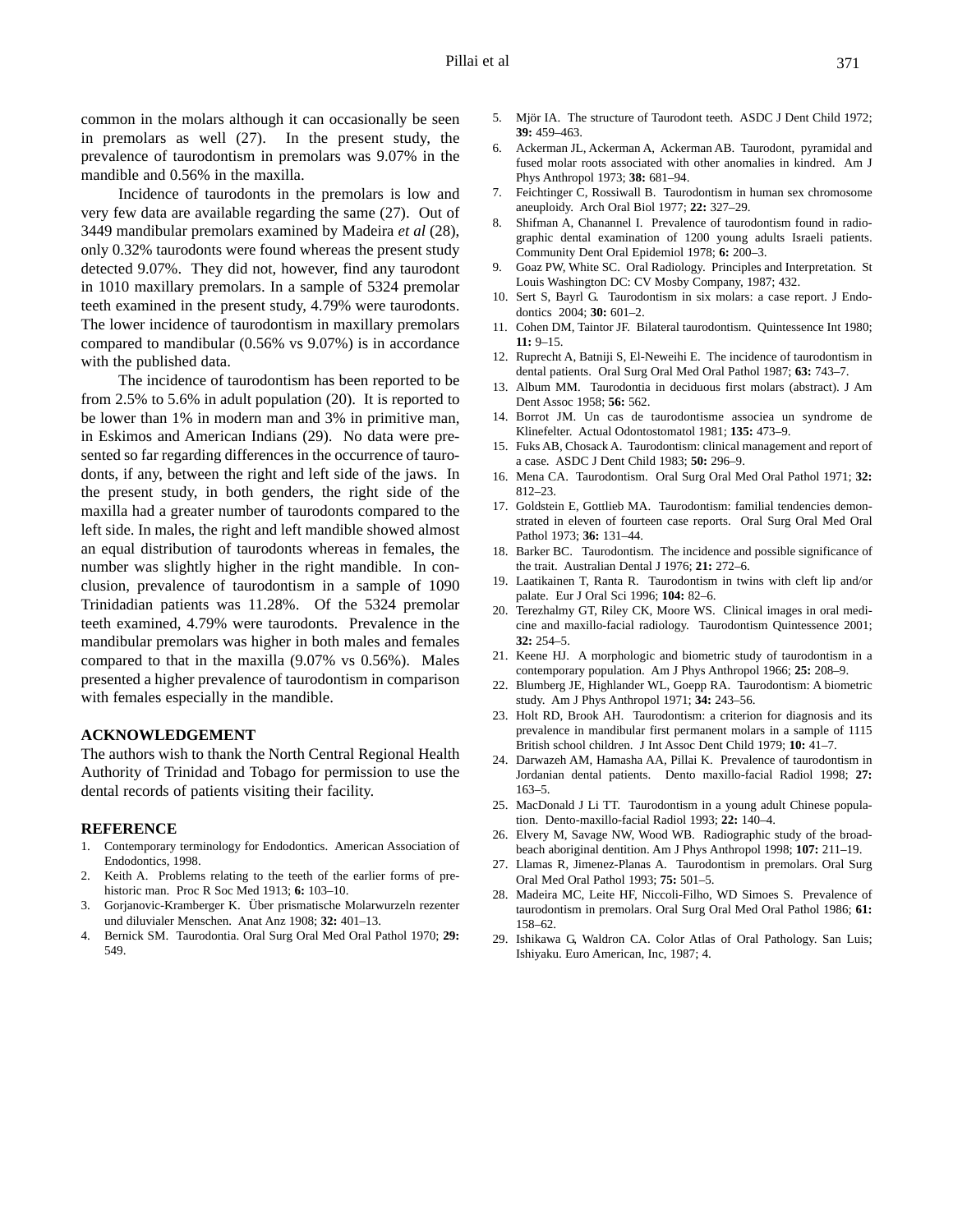common in the molars although it can occasionally be seen in premolars as well (27). In the present study, the prevalence of taurodontism in premolars was 9.07% in the mandible and 0.56% in the maxilla.

Incidence of taurodonts in the premolars is low and very few data are available regarding the same (27). Out of 3449 mandibular premolars examined by Madeira *et al* (28), only 0.32% taurodonts were found whereas the present study detected 9.07%. They did not, however, find any taurodont in 1010 maxillary premolars. In a sample of 5324 premolar teeth examined in the present study, 4.79% were taurodonts. The lower incidence of taurodontism in maxillary premolars compared to mandibular (0.56% vs 9.07%) is in accordance with the published data.

The incidence of taurodontism has been reported to be from 2.5% to 5.6% in adult population (20). It is reported to be lower than 1% in modern man and 3% in primitive man, in Eskimos and American Indians (29). No data were presented so far regarding differences in the occurrence of taurodonts, if any, between the right and left side of the jaws. In the present study, in both genders, the right side of the maxilla had a greater number of taurodonts compared to the left side. In males, the right and left mandible showed almost an equal distribution of taurodonts whereas in females, the number was slightly higher in the right mandible. In conclusion, prevalence of taurodontism in a sample of 1090 Trinidadian patients was 11.28%. Of the 5324 premolar teeth examined, 4.79% were taurodonts. Prevalence in the mandibular premolars was higher in both males and females compared to that in the maxilla (9.07% vs 0.56%). Males presented a higher prevalence of taurodontism in comparison with females especially in the mandible.

## ACKNOWLEDGEMENT

The authors wish to thank the North Central Regional Health Authority of Trinidad and Tobago for permission to use the dental records of patients visiting their facility.

## REFERENCE

1. Contemporary terminology for Endodontics. American Association of Endodontics, 1998.
2. Keith A. Problems relating to the teeth of the earlier forms of prehistoric man. Proc R Soc Med 1913; **6:** 103–10.
3. Gorjanovic-Kramberger K. Über prismatische Molarwurzeln rezenter und diluvialer Menschen. Anat Anz 1908; **32:** 401–13.
4. Bernick SM. Taurodontia. Oral Surg Oral Med Oral Pathol 1970; **29:** 549.
5. Mjör IA. The structure of Taurodont teeth. ASDC J Dent Child 1972; **39:** 459–463.
6. Ackerman JL, Ackerman A, Ackerman AB. Taurodont, pyramidal and fused molar roots associated with other anomalies in kindred. Am J Phys Anthropol 1973; **38:** 681–94.
7. Feichtinger C, Rossiwall B. Taurodontism in human sex chromosome aneuploidy. Arch Oral Biol 1977; **22:** 327–29.
8. Shifman A, Chanannel I. Prevalence of taurodontism found in radiographic dental examination of 1200 young adults Israeli patients. Community Dent Oral Epidemiol 1978; **6:** 200–3.
9. Goaz PW, White SC. Oral Radiology. Principles and Interpretation. St Louis Washington DC: CV Mosby Company, 1987; 432.
10. Sert S, Bayrl G. Taurodontism in six molars: a case report. J Endodontics 2004; **30:** 601–2.
11. Cohen DM, Taintor JF. Bilateral taurodontism. Quintessence Int 1980; **11:** 9–15.
12. Ruprecht A, Batniji S, El-Neweihi E. The incidence of taurodontism in dental patients. Oral Surg Oral Med Oral Pathol 1987; **63:** 743–7.
13. Album MM. Taurodontia in deciduous first molars (abstract). J Am Dent Assoc 1958; **56:** 562.
14. Borrot JM. Un cas de taurodontisme associea un syndrome de Klinefelter. Actual Odontostomatol 1981; **135:** 473–9.
15. Fuks AB, Chosack A. Taurodontism: clinical management and report of a case. ASDC J Dent Child 1983; **50:** 296–9.
16. Mena CA. Taurodontism. Oral Surg Oral Med Oral Pathol 1971; **32:** 812–23.
17. Goldstein E, Gottlieb MA. Taurodontism: familial tendencies demonstrated in eleven of fourteen case reports. Oral Surg Oral Med Oral Pathol 1973; **36:** 131–44.
18. Barker BC. Taurodontism. The incidence and possible significance of the trait. Australian Dental J 1976; **21:** 272–6.
19. Laatikainen T, Ranta R. Taurodontism in twins with cleft lip and/or palate. Eur J Oral Sci 1996; **104:** 82–6.
20. Terezhalmy GT, Riley CK, Moore WS. Clinical images in oral medicine and maxillo-facial radiology. Taurodontism Quintessence 2001; **32:** 254–5.
21. Keene HJ. A morphologic and biometric study of taurodontism in a contemporary population. Am J Phys Anthropol 1966; **25:** 208–9.
22. Blumberg JE, Highlander WL, Goepp RA. Taurodontism: A biometric study. Am J Phys Anthropol 1971; **34:** 243–56.
23. Holt RD, Brook AH. Taurodontism: a criterion for diagnosis and its prevalence in mandibular first permanent molars in a sample of 1115 British school children. J Int Assoc Dent Child 1979; **10:** 41–7.
24. Darwazeh AM, Hamasha AA, Pillai K. Prevalence of taurodontism in Jordanian dental patients. Dento maxillo-facial Radiol 1998; **27:** 163–5.
25. MacDonald J Li TT. Taurodontism in a young adult Chinese population. Dento-maxillo-facial Radiol 1993; **22:** 140–4.
26. Elvery M, Savage NW, Wood WB. Radiographic study of the broadbeach aboriginal dentition. Am J Phys Anthropol 1998; **107:** 211–19.
27. Llamas R, Jimenez-Planas A. Taurodontism in premolars. Oral Surg Oral Med Oral Pathol 1993; **75:** 501–5.
28. Madeira MC, Leite HF, Niccoli-Filho, WD Simoes S. Prevalence of taurodontism in premolars. Oral Surg Oral Med Oral Pathol 1986; **61:** 158–62.
29. Ishikawa G, Waldron CA. Color Atlas of Oral Pathology. San Luis; Ishiyaku. Euro American, Inc, 1987; 4.